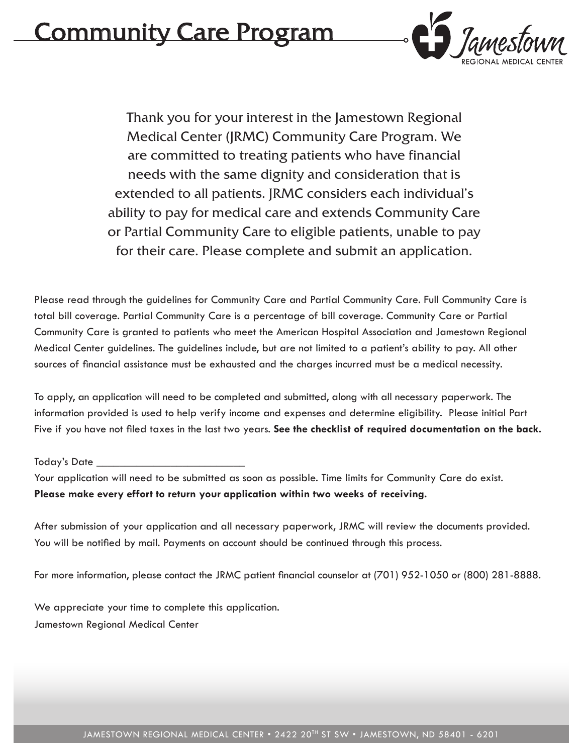# Community Care Program

Jamestown REGIONAL MEDICAL CENTER

Thank you for your interest in the Jamestown Regional Medical Center (JRMC) Community Care Program. We are committed to treating patients who have financial needs with the same dignity and consideration that is extended to all patients. JRMC considers each individual's ability to pay for medical care and extends Community Care or Partial Community Care to eligible patients, unable to pay for their care. Please complete and submit an application.

Please read through the guidelines for Community Care and Partial Community Care. Full Community Care is total bill coverage. Partial Community Care is a percentage of bill coverage. Community Care or Partial Community Care is granted to patients who meet the American Hospital Association and Jamestown Regional Medical Center guidelines. The guidelines include, but are not limited to a patient's ability to pay. All other sources of financial assistance must be exhausted and the charges incurred must be a medical necessity.

To apply, an application will need to be completed and submitted, along with all necessary paperwork. The information provided is used to help verify income and expenses and determine eligibility. Please initial Part Five if you have not filed taxes in the last two years. **See the checklist of required documentation on the back.**

Today's Date ___________________________

Your application will need to be submitted as soon as possible. Time limits for Community Care do exist. **Please make every effort to return your application within two weeks of receiving.**

After submission of your application and all necessary paperwork, JRMC will review the documents provided. You will be notified by mail. Payments on account should be continued through this process.

For more information, please contact the JRMC patient financial counselor at (701) 952-1050 or (800) 281-8888.

We appreciate your time to complete this application.
Jamestown Regional Medical Center

JAMESTOWN REGIONAL MEDICAL CENTER • 2422 20TH ST SW • JAMESTOWN, ND 58401 - 6201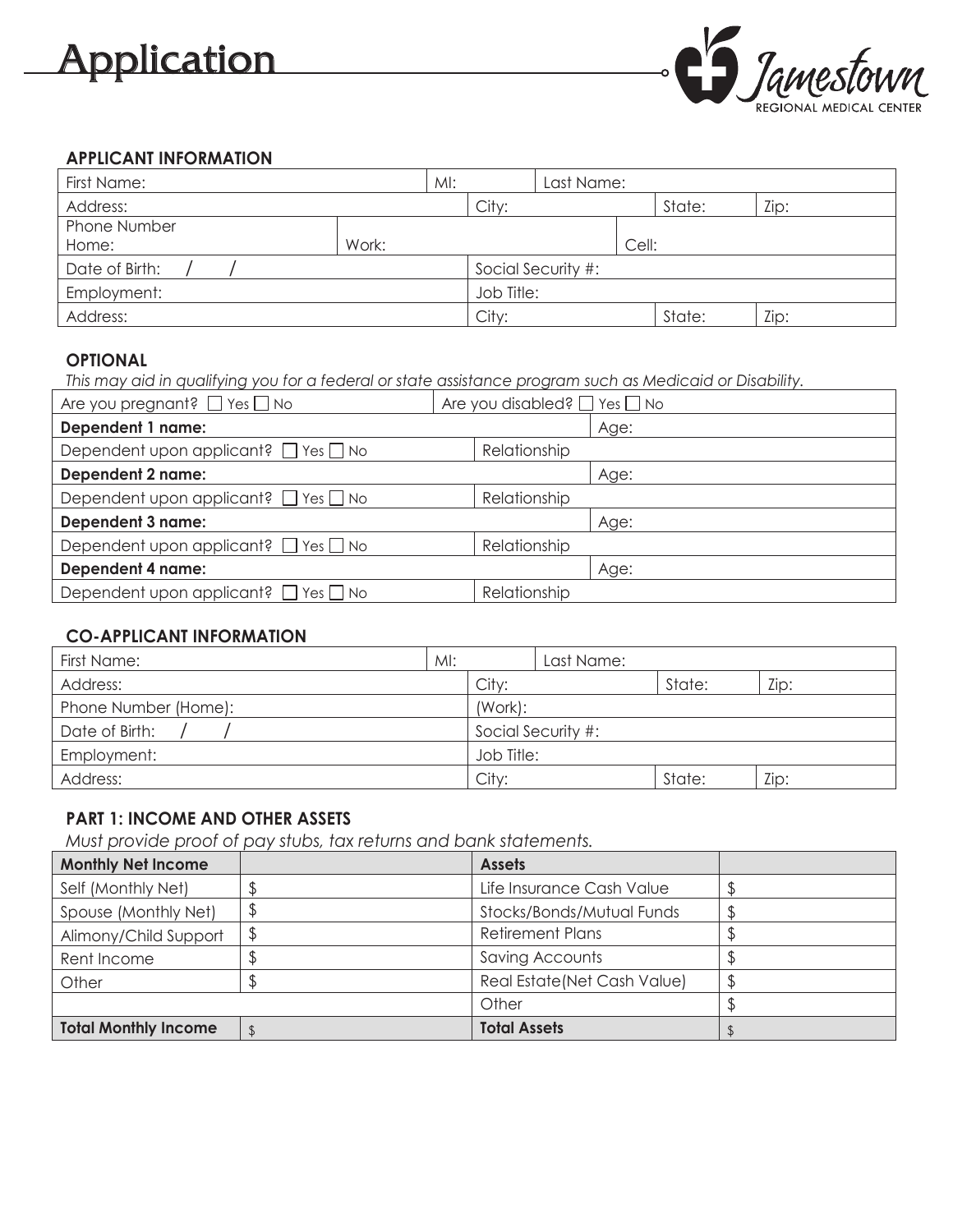# Application

Jamestown REGIONAL MEDICAL CENTER

## APPLICANT INFORMATION

| First Name: | MI: | Last Name: | |
|---|---|---|---|
| Address: | City: | State: | Zip: |
| Phone Number Home: | Work: | Cell: | |
| Date of Birth: / / | Social Security #: | | |
| Employment: | Job Title: | | |
| Address: | City: | State: | Zip: |

## OPTIONAL

*This may aid in qualifying you for a federal or state assistance program such as Medicaid or Disability.*

| Are you pregnant? ☐ Yes ☐ No | Are you disabled? ☐ Yes ☐ No |
|---|---|
| **Dependent 1 name:** | Age: |
| Dependent upon applicant? ☐ Yes ☐ No | Relationship |
| **Dependent 2 name:** | Age: |
| Dependent upon applicant? ☐ Yes ☐ No | Relationship |
| **Dependent 3 name:** | Age: |
| Dependent upon applicant? ☐ Yes ☐ No | Relationship |
| **Dependent 4 name:** | Age: |
| Dependent upon applicant? ☐ Yes ☐ No | Relationship |

## CO-APPLICANT INFORMATION

| First Name: | MI: | Last Name: | |
|---|---|---|---|
| Address: | City: | State: | Zip: |
| Phone Number (Home): | (Work): | | |
| Date of Birth: / / | Social Security #: | | |
| Employment: | Job Title: | | |
| Address: | City: | State: | Zip: |

## PART 1: INCOME AND OTHER ASSETS

*Must provide proof of pay stubs, tax returns and bank statements.*

| Monthly Net Income | | Assets | |
|---|---|---|---|
| Self (Monthly Net) | $ | Life Insurance Cash Value | $ |
| Spouse (Monthly Net) | $ | Stocks/Bonds/Mutual Funds | $ |
| Alimony/Child Support | $ | Retirement Plans | $ |
| Rent Income | $ | Saving Accounts | $ |
| Other | $ | Real Estate(Net Cash Value) | $ |
| | | Other | $ |
| **Total Monthly Income** | $ | **Total Assets** | $ |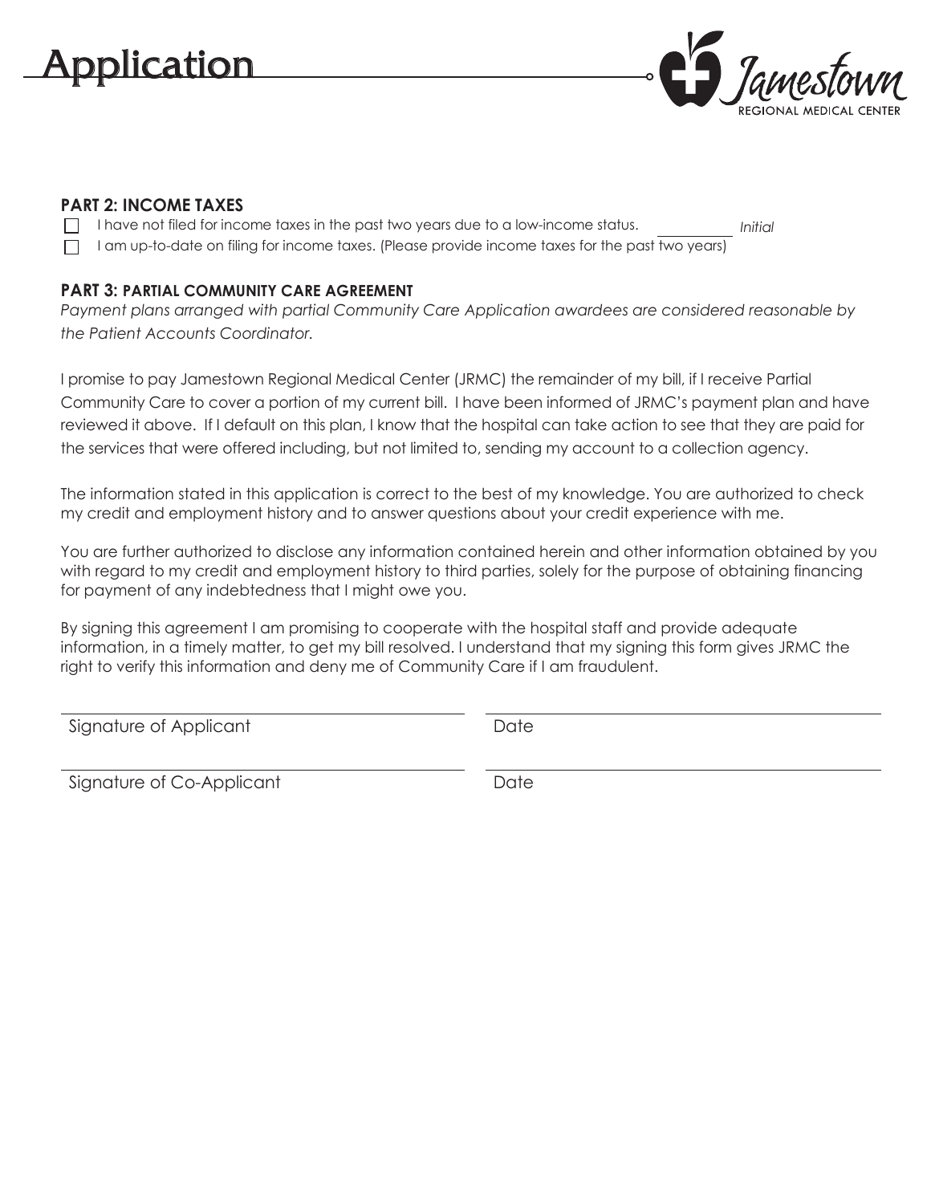# Application

Jamestown Regional Medical Center

**PART 2: INCOME TAXES**

- ☐ I have not filed for income taxes in the past two years due to a low-income status. ________ *Initial*
- ☐ I am up-to-date on filing for income taxes. (Please provide income taxes for the past two years)

**PART 3: PARTIAL COMMUNITY CARE AGREEMENT**

*Payment plans arranged with partial Community Care Application awardees are considered reasonable by the Patient Accounts Coordinator.*

I promise to pay Jamestown Regional Medical Center (JRMC) the remainder of my bill, if I receive Partial Community Care to cover a portion of my current bill. I have been informed of JRMC's payment plan and have reviewed it above. If I default on this plan, I know that the hospital can take action to see that they are paid for the services that were offered including, but not limited to, sending my account to a collection agency.

The information stated in this application is correct to the best of my knowledge. You are authorized to check my credit and employment history and to answer questions about your credit experience with me.

You are further authorized to disclose any information contained herein and other information obtained by you with regard to my credit and employment history to third parties, solely for the purpose of obtaining financing for payment of any indebtedness that I might owe you.

By signing this agreement I am promising to cooperate with the hospital staff and provide adequate information, in a timely matter, to get my bill resolved. I understand that my signing this form gives JRMC the right to verify this information and deny me of Community Care if I am fraudulent.

Signature of Applicant ____________________ Date ____________________

Signature of Co-Applicant ____________________ Date ____________________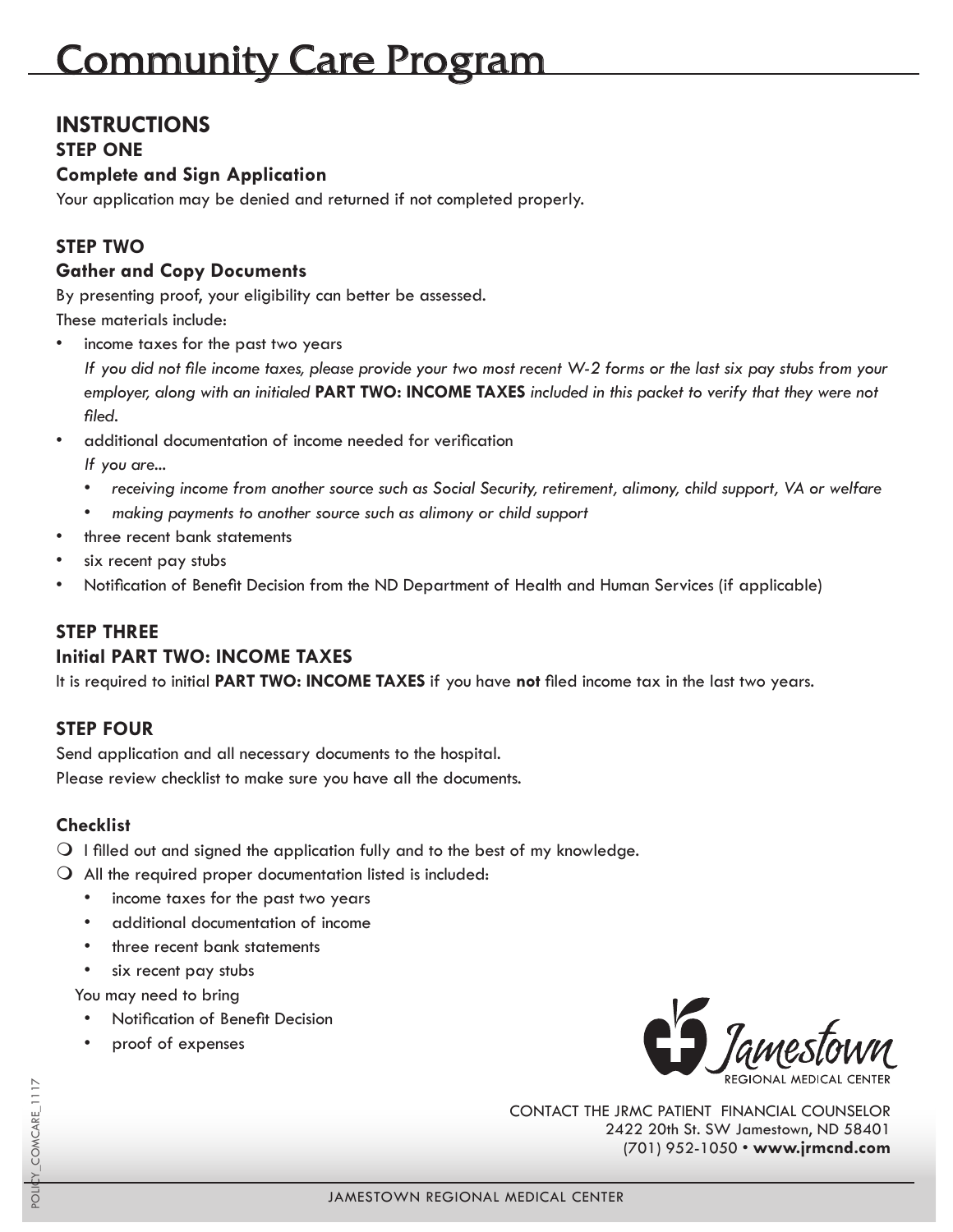# Community Care Program

## INSTRUCTIONS

### STEP ONE

**Complete and Sign Application**

Your application may be denied and returned if not completed properly.

### STEP TWO

**Gather and Copy Documents**

By presenting proof, your eligibility can better be assessed.

These materials include:

- income taxes for the past two years

  *If you did not file income taxes, please provide your two most recent W-2 forms or the last six pay stubs from your employer, along with an initialed* **PART TWO: INCOME TAXES** *included in this packet to verify that they were not filed.*
- additional documentation of income needed for verification

  *If you are...*
  - *receiving income from another source such as Social Security, retirement, alimony, child support, VA or welfare*
  - *making payments to another source such as alimony or child support*
- three recent bank statements
- six recent pay stubs
- Notification of Benefit Decision from the ND Department of Health and Human Services (if applicable)

### STEP THREE

**Initial PART TWO: INCOME TAXES**

It is required to initial **PART TWO: INCOME TAXES** if you have **not** filed income tax in the last two years.

### STEP FOUR

Send application and all necessary documents to the hospital.

Please review checklist to make sure you have all the documents.

**Checklist**

- ❍ I filled out and signed the application fully and to the best of my knowledge.
- ❍ All the required proper documentation listed is included:
  - income taxes for the past two years
  - additional documentation of income
  - three recent bank statements
  - six recent pay stubs

  You may need to bring
  - Notification of Benefit Decision
  - proof of expenses

Jamestown Regional Medical Center

CONTACT THE JRMC PATIENT FINANCIAL COUNSELOR
2422 20th St. SW Jamestown, ND 58401
(701) 952-1050 • **www.jrmcnd.com**

POLICY_COMCARE_1117